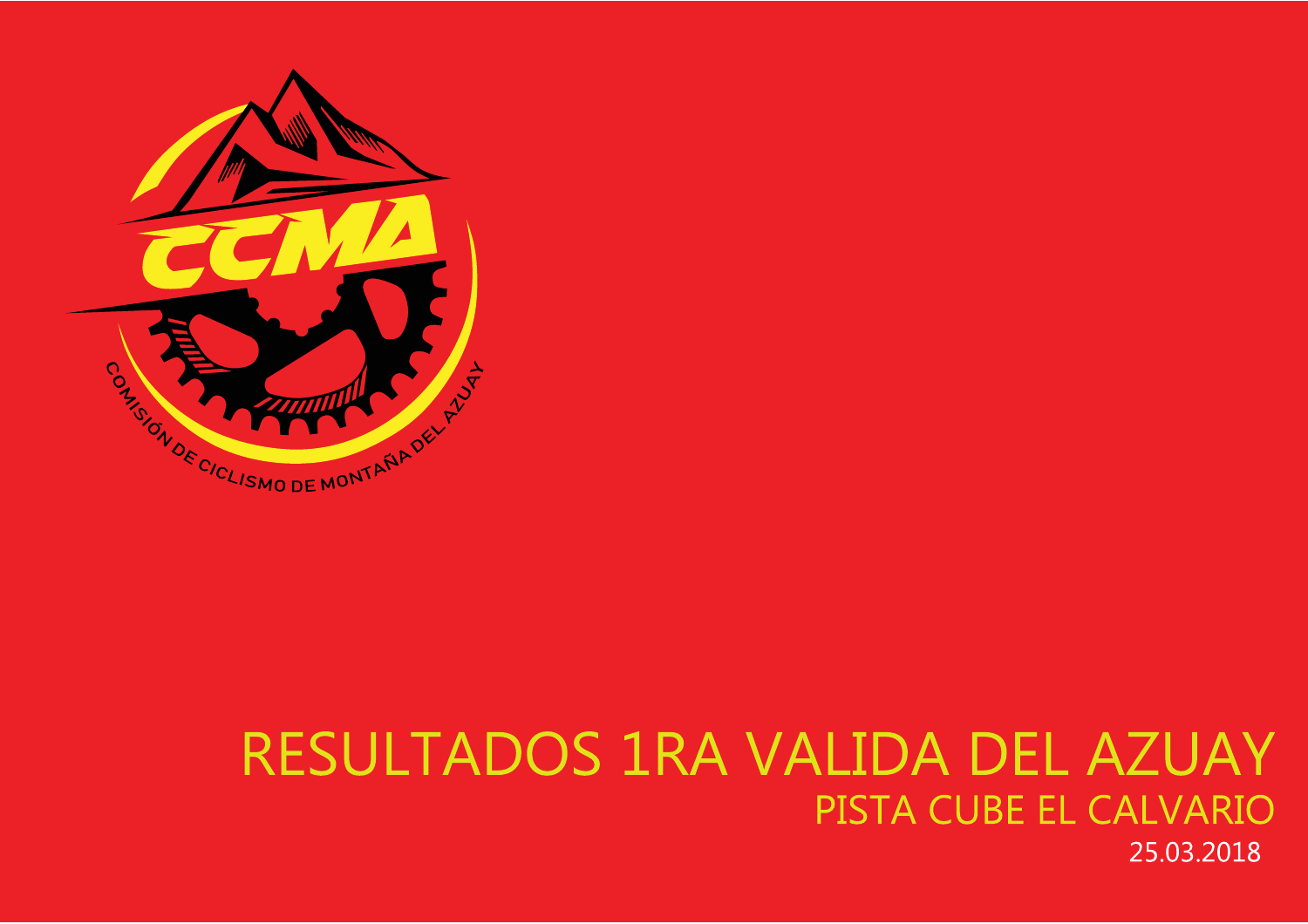# RESULTADOS 1RA VALIDA DEL AZUAY

## PISTA CUBE EL CALVARIO

25.03.2018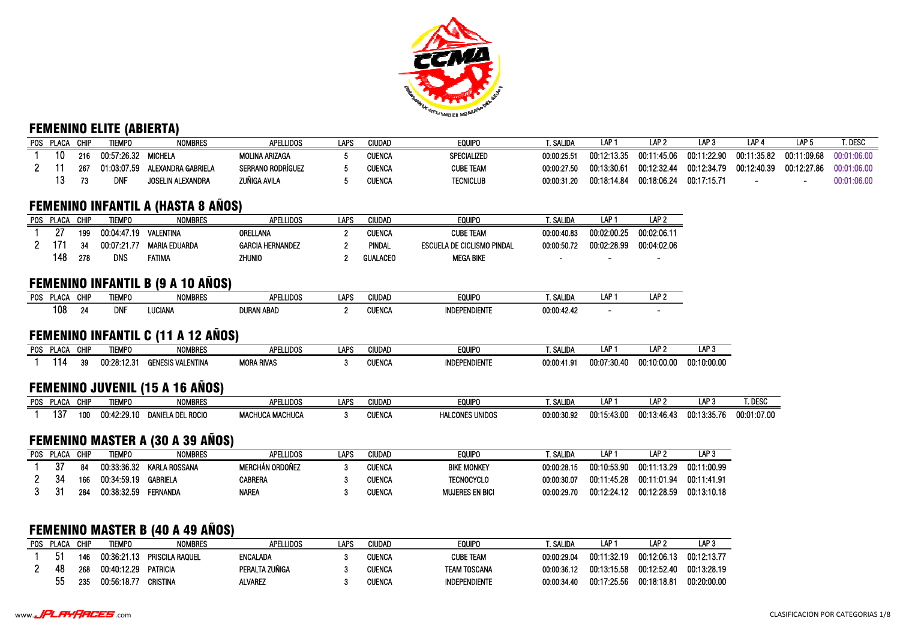## FEMENINO ELITE (ABIERTA)

| POS | PLACA | CHIP | TIEMPO | NOMBRES | APELLIDOS | LAPS | CIUDAD | EQUIPO | T. SALIDA | LAP 1 | LAP 2 | LAP 3 | LAP 4 | LAP 5 | T. DESC |
|---|---|---|---|---|---|---|---|---|---|---|---|---|---|---|---|
| 1 | 10 | 216 | 00:57:26.32 | MICHELA | MOLINA ARIZAGA | 5 | CUENCA | SPECIALIZED | 00:00:25.51 | 00:12:13.35 | 00:11:45.06 | 00:11:22.90 | 00:11:35.82 | 00:11:09.68 | 00:01:06.00 |
| 2 | 11 | 267 | 01:03:07.59 | ALEXANDRA GABRIELA | SERRANO RODRÍGUEZ | 5 | CUENCA | CUBE TEAM | 00:00:27.50 | 00:13:30.61 | 00:12:32.44 | 00:12:34.79 | 00:12:40.39 | 00:12:27.86 | 00:01:06.00 |
| | 13 | 73 | DNF | JOSELIN ALEXANDRA | ZUÑIGA AVILA | 5 | CUENCA | TECNICLUB | 00:00:31.20 | 00:18:14.84 | 00:18:06.24 | 00:17:15.71 | - | - | 00:01:06.00 |

## FEMENINO INFANTIL A (HASTA 8 AÑOS)

| POS | PLACA | CHIP | TIEMPO | NOMBRES | APELLIDOS | LAPS | CIUDAD | EQUIPO | T. SALIDA | LAP 1 | LAP 2 |
|---|---|---|---|---|---|---|---|---|---|---|---|
| 1 | 27 | 199 | 00:04:47.19 | VALENTINA | ORELLANA | 2 | CUENCA | CUBE TEAM | 00:00:40.83 | 00:02:00.25 | 00:02:06.11 |
| 2 | 171 | 34 | 00:07:21.77 | MARIA EDUARDA | GARCIA HERNANDEZ | 2 | PINDAL | ESCUELA DE CICLISMO PINDAL | 00:00:50.72 | 00:02:28.99 | 00:04:02.06 |
| | 148 | 278 | DNS | FATIMA | ZHUNIO | 2 | GUALACEO | MEGA BIKE | - | - | - |

## FEMENINO INFANTIL B (9 A 10 AÑOS)

| POS | PLACA | CHIP | TIEMPO | NOMBRES | APELLIDOS | LAPS | CIUDAD | EQUIPO | T. SALIDA | LAP 1 | LAP 2 |
|---|---|---|---|---|---|---|---|---|---|---|---|
| | 108 | 24 | DNF | LUCIANA | DURAN ABAD | 2 | CUENCA | INDEPENDIENTE | 00:00:42.42 | - | - |

## FEMENINO INFANTIL C (11 A 12 AÑOS)

| POS | PLACA | CHIP | TIEMPO | NOMBRES | APELLIDOS | LAPS | CIUDAD | EQUIPO | T. SALIDA | LAP 1 | LAP 2 | LAP 3 |
|---|---|---|---|---|---|---|---|---|---|---|---|---|
| 1 | 114 | 39 | 00:28:12.31 | GENESIS VALENTINA | MORA RIVAS | 3 | CUENCA | INDEPENDIENTE | 00:00:41.91 | 00:07:30.40 | 00:10:00.00 | 00:10:00.00 |

## FEMENINO JUVENIL (15 A 16 AÑOS)

| POS | PLACA | CHIP | TIEMPO | NOMBRES | APELLIDOS | LAPS | CIUDAD | EQUIPO | T. SALIDA | LAP 1 | LAP 2 | LAP 3 | T. DESC |
|---|---|---|---|---|---|---|---|---|---|---|---|---|---|
| 1 | 137 | 100 | 00:42:29.10 | DANIELA DEL ROCIO | MACHUCA MACHUCA | 3 | CUENCA | HALCONES UNIDOS | 00:00:30.92 | 00:15:43.00 | 00:13:46.43 | 00:13:35.76 | 00:01:07.00 |

## FEMENINO MASTER A (30 A 39 AÑOS)

| POS | PLACA | CHIP | TIEMPO | NOMBRES | APELLIDOS | LAPS | CIUDAD | EQUIPO | T. SALIDA | LAP 1 | LAP 2 | LAP 3 |
|---|---|---|---|---|---|---|---|---|---|---|---|---|
| 1 | 37 | 84 | 00:33:36.32 | KARLA ROSSANA | MERCHÁN ORDOÑEZ | 3 | CUENCA | BIKE MONKEY | 00:00:28.15 | 00:10:53.90 | 00:11:13.29 | 00:11:00.99 |
| 2 | 34 | 166 | 00:34:59.19 | GABRIELA | CABRERA | 3 | CUENCA | TECNOCYCLO | 00:00:30.07 | 00:11:45.28 | 00:11:01.94 | 00:11:41.91 |
| 3 | 31 | 284 | 00:38:32.59 | FERNANDA | NAREA | 3 | CUENCA | MUJERES EN BICI | 00:00:29.70 | 00:12:24.12 | 00:12:28.59 | 00:13:10.18 |

## FEMENINO MASTER B (40 A 49 AÑOS)

| POS | PLACA | CHIP | TIEMPO | NOMBRES | APELLIDOS | LAPS | CIUDAD | EQUIPO | T. SALIDA | LAP 1 | LAP 2 | LAP 3 |
|---|---|---|---|---|---|---|---|---|---|---|---|---|
| 1 | 51 | 146 | 00:36:21.13 | PRISCILA RAQUEL | ENCALADA | 3 | CUENCA | CUBE TEAM | 00:00:29.04 | 00:11:32.19 | 00:12:06.13 | 00:12:13.77 |
| 2 | 48 | 268 | 00:40:12.29 | PATRICIA | PERALTA ZUÑIGA | 3 | CUENCA | TEAM TOSCANA | 00:00:36.12 | 00:13:15.58 | 00:12:52.40 | 00:13:28.19 |
| | 55 | 235 | 00:56:18.77 | CRISTINA | ALVAREZ | 3 | CUENCA | INDEPENDIENTE | 00:00:34.40 | 00:17:25.56 | 00:18:18.81 | 00:20:00.00 |

www.JPLAYRACES.com

CLASIFICACION POR CATEGORIAS 1/8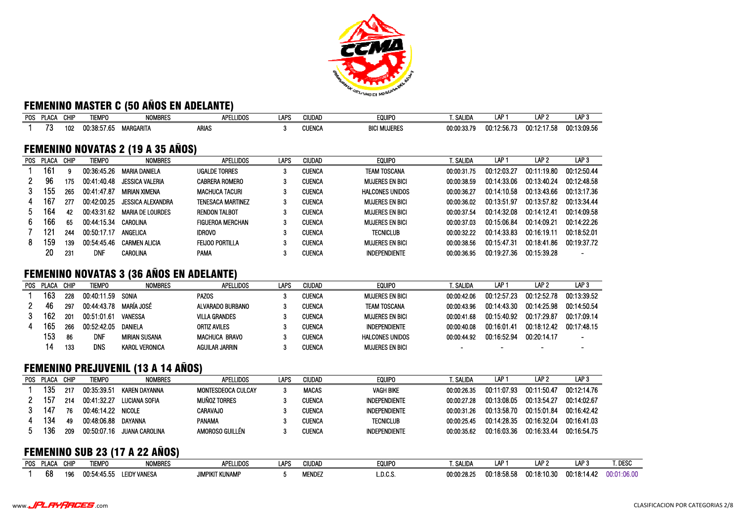## FEMENINO MASTER C (50 AÑOS EN ADELANTE)

| POS | PLACA | CHIP | TIEMPO | NOMBRES | APELLIDOS | LAPS | CIUDAD | EQUIPO | T. SALIDA | LAP 1 | LAP 2 | LAP 3 |
|---|---|---|---|---|---|---|---|---|---|---|---|---|
| 1 | 73 | 102 | 00:38:57.65 | MARGARITA | ARIAS | 3 | CUENCA | BICI MUJERES | 00:00:33.79 | 00:12:56.73 | 00:12:17.58 | 00:13:09.56 |

## FEMENINO NOVATAS 2 (19 A 35 AÑOS)

| POS | PLACA | CHIP | TIEMPO | NOMBRES | APELLIDOS | LAPS | CIUDAD | EQUIPO | T. SALIDA | LAP 1 | LAP 2 | LAP 3 |
|---|---|---|---|---|---|---|---|---|---|---|---|---|
| 1 | 161 | 9 | 00:36:45.26 | MARIA DANIELA | UGALDE TORRES | 3 | CUENCA | TEAM TOSCANA | 00:00:31.75 | 00:12:03.27 | 00:11:19.80 | 00:12:50.44 |
| 2 | 96 | 175 | 00:41:40.48 | JESSICA VALERIA | CABRERA ROMERO | 3 | CUENCA | MUJERES EN BICI | 00:00:38.59 | 00:14:33.06 | 00:13:40.24 | 00:12:48.58 |
| 3 | 155 | 265 | 00:41:47.87 | MIRIAN XIMENA | MACHUCA TACURI | 3 | CUENCA | HALCONES UNIDOS | 00:00:36.27 | 00:14:10.58 | 00:13:43.66 | 00:13:17.36 |
| 4 | 167 | 277 | 00:42:00.25 | JESSICA ALEXANDRA | TENESACA MARTINEZ | 3 | CUENCA | MUJERES EN BICI | 00:00:36.02 | 00:13:51.97 | 00:13:57.82 | 00:13:34.44 |
| 5 | 164 | 42 | 00:43:31.62 | MARIA DE LOURDES | RENDON TALBOT | 3 | CUENCA | MUJERES EN BICI | 00:00:37.54 | 00:14:32.08 | 00:14:12.41 | 00:14:09.58 |
| 6 | 166 | 65 | 00:44:15.34 | CAROLINA | FIGUEROA MERCHAN | 3 | CUENCA | MUJERES EN BICI | 00:00:37.03 | 00:15:06.84 | 00:14:09.21 | 00:14:22.26 |
| 7 | 121 | 244 | 00:50:17.17 | ANGELICA | IDROVO | 3 | CUENCA | TECNICLUB | 00:00:32.22 | 00:14:33.83 | 00:16:19.11 | 00:18:52.01 |
| 8 | 159 | 139 | 00:54:45.46 | CARMEN ALICIA | FEIJOO PORTILLA | 3 | CUENCA | MUJERES EN BICI | 00:00:38.56 | 00:15:47.31 | 00:18:41.86 | 00:19:37.72 |
|  | 20 | 231 | DNF | CAROLINA | PAMA | 3 | CUENCA | INDEPENDIENTE | 00:00:36.95 | 00:19:27.36 | 00:15:39.28 | - |

## FEMENINO NOVATAS 3 (36 AÑOS EN ADELANTE)

| POS | PLACA | CHIP | TIEMPO | NOMBRES | APELLIDOS | LAPS | CIUDAD | EQUIPO | T. SALIDA | LAP 1 | LAP 2 | LAP 3 |
|---|---|---|---|---|---|---|---|---|---|---|---|---|
| 1 | 163 | 228 | 00:40:11.59 | SONIA | PAZOS | 3 | CUENCA | MUJERES EN BICI | 00:00:42.06 | 00:12:57.23 | 00:12:52.78 | 00:13:39.52 |
| 2 | 46 | 297 | 00:44:43.78 | MARÍA JOSÉ | ALVARADO BURBANO | 3 | CUENCA | TEAM TOSCANA | 00:00:43.96 | 00:14:43.30 | 00:14:25.98 | 00:14:50.54 |
| 3 | 162 | 201 | 00:51:01.61 | VANESSA | VILLA GRANDES | 3 | CUENCA | MUJERES EN BICI | 00:00:41.68 | 00:15:40.92 | 00:17:29.87 | 00:17:09.14 |
| 4 | 165 | 266 | 00:52:42.05 | DANIELA | ORTIZ AVILES | 3 | CUENCA | INDEPENDIENTE | 00:00:40.08 | 00:16:01.41 | 00:18:12.42 | 00:17:48.15 |
|  | 153 | 86 | DNF | MIRIAN SUSANA | MACHUCA BRAVO | 3 | CUENCA | HALCONES UNIDOS | 00:00:44.92 | 00:16:52.94 | 00:20:14.17 | - |
|  | 14 | 133 | DNS | KAROL VERONICA | AGUILAR JARRIN | 3 | CUENCA | MUJERES EN BICI | - | - | - | - |

## FEMENINO PREJUVENIL (13 A 14 AÑOS)

| POS | PLACA | CHIP | TIEMPO | NOMBRES | APELLIDOS | LAPS | CIUDAD | EQUIPO | T. SALIDA | LAP 1 | LAP 2 | LAP 3 |
|---|---|---|---|---|---|---|---|---|---|---|---|---|
| 1 | 135 | 217 | 00:35:39.51 | KAREN DAYANNA | MONTESDEOCA CULCAY | 3 | MACAS | VAGH BIKE | 00:00:26.35 | 00:11:07.93 | 00:11:50.47 | 00:12:14.76 |
| 2 | 157 | 214 | 00:41:32.27 | LUCIANA SOFIA | MUÑOZ TORRES | 3 | CUENCA | INDEPENDIENTE | 00:00:27.28 | 00:13:08.05 | 00:13:54.27 | 00:14:02.67 |
| 3 | 147 | 76 | 00:46:14.22 | NICOLE | CARAVAJO | 3 | CUENCA | INDEPENDIENTE | 00:00:31.26 | 00:13:58.70 | 00:15:01.84 | 00:16:42.42 |
| 4 | 134 | 49 | 00:48:06.88 | DAYANNA | PANAMA | 3 | CUENCA | TECNICLUB | 00:00:25.45 | 00:14:28.35 | 00:16:32.04 | 00:16:41.03 |
| 5 | 136 | 209 | 00:50:07.16 | JUANA CAROLINA | AMOROSO GUILLÉN | 3 | CUENCA | INDEPENDIENTE | 00:00:35.62 | 00:16:03.36 | 00:16:33.44 | 00:16:54.75 |

## FEMENINO SUB 23 (17 A 22 AÑOS)

| POS | PLACA | CHIP | TIEMPO | NOMBRES | APELLIDOS | LAPS | CIUDAD | EQUIPO | T. SALIDA | LAP 1 | LAP 2 | LAP 3 | T. DESC |
|---|---|---|---|---|---|---|---|---|---|---|---|---|---|
| 1 | 68 | 196 | 00:54:45.55 | LEIDY VANESA | JIMPIKIT KUNAMP | 5 | MENDEZ | L.D.C.S. | 00:00:28.25 | 00:18:58.58 | 00:18:10.30 | 00:18:14.42 | 00:01:06.00 |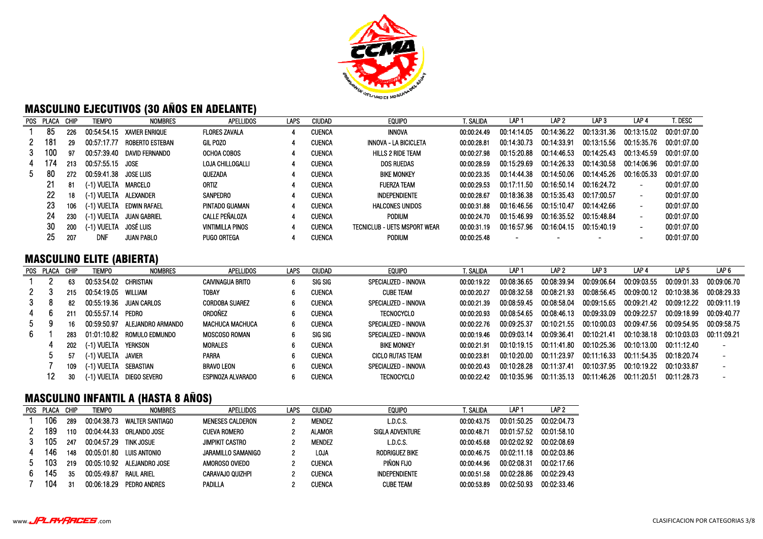## MASCULINO EJECUTIVOS (30 AÑOS EN ADELANTE)

| POS | PLACA | CHIP | TIEMPO | NOMBRES | APELLIDOS | LAPS | CIUDAD | EQUIPO | T. SALIDA | LAP 1 | LAP 2 | LAP 3 | LAP 4 | T. DESC |
|---|---|---|---|---|---|---|---|---|---|---|---|---|---|---|
| 1 | 85 | 226 | 00:54:54.15 | XAVIER ENRIQUE | FLORES ZAVALA | 4 | CUENCA | INNOVA | 00:00:24.49 | 00:14:14.05 | 00:14:36.22 | 00:13:31.36 | 00:13:15.02 | 00:01:07.00 |
| 2 | 181 | 29 | 00:57:17.77 | ROBERTO ESTEBAN | GIL POZO | 4 | CUENCA | INNOVA - LA BICICLETA | 00:00:28.81 | 00:14:30.73 | 00:14:33.91 | 00:13:15.56 | 00:15:35.76 | 00:01:07.00 |
| 3 | 100 | 97 | 00:57:39.40 | DAVID FERNANDO | OCHOA COBOS | 4 | CUENCA | HILLS 2 RIDE TEAM | 00:00:27.98 | 00:15:20.88 | 00:14:46.53 | 00:14:25.43 | 00:13:45.59 | 00:01:07.00 |
| 4 | 174 | 213 | 00:57:55.15 | JOSE | LOJA CHILLOGALLI | 4 | CUENCA | DOS RUEDAS | 00:00:28.59 | 00:15:29.69 | 00:14:26.33 | 00:14:30.58 | 00:14:06.96 | 00:01:07.00 |
| 5 | 80 | 272 | 00:59:41.38 | JOSE LUIS | QUEZADA | 4 | CUENCA | BIKE MONKEY | 00:00:23.35 | 00:14:44.38 | 00:14:50.06 | 00:14:45.26 | 00:16:05.33 | 00:01:07.00 |
| | 21 | 81 | (-1) VUELTA | MARCELO | ORTIZ | 4 | CUENCA | FUERZA TEAM | 00:00:29.53 | 00:17:11.50 | 00:16:50.14 | 00:16:24.72 | - | 00:01:07.00 |
| | 22 | 18 | (-1) VUELTA | ALEXANDER | SANPEDRO | 4 | CUENCA | INDEPENDIENTE | 00:00:28.67 | 00:18:36.38 | 00:15:35.43 | 00:17:00.57 | - | 00:01:07.00 |
| | 23 | 106 | (-1) VUELTA | EDWIN RAFAEL | PINTADO GUAMAN | 4 | CUENCA | HALCONES UNIDOS | 00:00:31.88 | 00:16:46.56 | 00:15:10.47 | 00:14:42.66 | - | 00:01:07.00 |
| | 24 | 230 | (-1) VUELTA | JUAN GABRIEL | CALLE PEÑALOZA | 4 | CUENCA | PODIUM | 00:00:24.70 | 00:15:46.99 | 00:16:35.52 | 00:15:48.84 | - | 00:01:07.00 |
| | 30 | 200 | (-1) VUELTA | JOSÉ LUIS | VINTIMILLA PINOS | 4 | CUENCA | TECNICLUB - UETS MSPORT WEAR | 00:00:31.19 | 00:16:57.96 | 00:16:04.15 | 00:15:40.19 | - | 00:01:07.00 |
| | 25 | 207 | DNF | JUAN PABLO | PUGO ORTEGA | 4 | CUENCA | PODIUM | 00:00:25.48 | - | - | - | - | 00:01:07.00 |

## MASCULINO ELITE (ABIERTA)

| POS | PLACA | CHIP | TIEMPO | NOMBRES | APELLIDOS | LAPS | CIUDAD | EQUIPO | T. SALIDA | LAP 1 | LAP 2 | LAP 3 | LAP 4 | LAP 5 | LAP 6 |
|---|---|---|---|---|---|---|---|---|---|---|---|---|---|---|---|
| 1 | 2 | 63 | 00:53:54.02 | CHRISTIAN | CAIVINAGUA BRITO | 6 | SIG SIG | SPECIALIZED - INNOVA | 00:00:19.22 | 00:08:36.65 | 00:08:39.94 | 00:09:06.64 | 00:09:03.55 | 00:09:01.33 | 00:09:06.70 |
| 2 | 3 | 215 | 00:54:19.05 | WILLIAM | TOBAY | 6 | CUENCA | CUBE TEAM | 00:00:20.27 | 00:08:32.58 | 00:08:21.93 | 00:08:56.45 | 00:09:00.12 | 00:10:38.36 | 00:08:29.33 |
| 3 | 8 | 82 | 00:55:19.36 | JUAN CARLOS | CORDOBA SUAREZ | 6 | CUENCA | SPECIALIZED - INNOVA | 00:00:21.39 | 00:08:59.45 | 00:08:58.04 | 00:09:15.65 | 00:09:21.42 | 00:09:12.22 | 00:09:11.19 |
| 4 | 6 | 211 | 00:55:57.14 | PEDRO | ORDOÑEZ | 6 | CUENCA | TECNOCYCLO | 00:00:20.93 | 00:08:54.65 | 00:08:46.13 | 00:09:33.09 | 00:09:22.57 | 00:09:18.99 | 00:09:40.77 |
| 5 | 9 | 16 | 00:59:50.97 | ALEJANDRO ARMANDO | MACHUCA MACHUCA | 6 | CUENCA | SPECIALIZED - INNOVA | 00:00:22.76 | 00:09:25.37 | 00:10:21.55 | 00:10:00.03 | 00:09:47.56 | 00:09:54.95 | 00:09:58.75 |
| 6 | 1 | 283 | 01:01:10.82 | ROMULO EDMUNDO | MOSCOSO ROMAN | 6 | SIG SIG | SPECIALIZED - INNOVA | 00:00:19.46 | 00:09:03.14 | 00:09:36.41 | 00:10:21.41 | 00:10:38.18 | 00:10:03.03 | 00:11:09.21 |
| | 4 | 202 | (-1) VUELTA | YERKSON | MORALES | 6 | CUENCA | BIKE MONKEY | 00:00:21.91 | 00:10:19.15 | 00:11:41.80 | 00:10:25.36 | 00:10:13.00 | 00:11:12.40 | - |
| | 5 | 57 | (-1) VUELTA | JAVIER | PARRA | 6 | CUENCA | CICLO RUTAS TEAM | 00:00:23.81 | 00:10:20.00 | 00:11:23.97 | 00:11:16.33 | 00:11:54.35 | 00:18:20.74 | - |
| | 7 | 109 | (-1) VUELTA | SEBASTIAN | BRAVO LEON | 6 | CUENCA | SPECIALIZED - INNOVA | 00:00:20.43 | 00:10:28.28 | 00:11:37.41 | 00:10:37.95 | 00:10:19.22 | 00:10:33.87 | - |
| | 12 | 30 | (-1) VUELTA | DIEGO SEVERO | ESPINOZA ALVARADO | 6 | CUENCA | TECNOCYCLO | 00:00:22.42 | 00:10:35.96 | 00:11:35.13 | 00:11:46.26 | 00:11:20.51 | 00:11:28.73 | - |

## MASCULINO INFANTIL A (HASTA 8 AÑOS)

| POS | PLACA | CHIP | TIEMPO | NOMBRES | APELLIDOS | LAPS | CIUDAD | EQUIPO | T. SALIDA | LAP 1 | LAP 2 |
|---|---|---|---|---|---|---|---|---|---|---|---|
| 1 | 106 | 289 | 00:04:38.73 | WALTER SANTIAGO | MENESES CALDERON | 2 | MENDEZ | L.D.C.S. | 00:00:43.75 | 00:01:50.25 | 00:02:04.73 |
| 2 | 189 | 110 | 00:04:44.33 | ORLANDO JOSE | CUEVA ROMERO | 2 | ALAMOR | SIGLA ADVENTURE | 00:00:48.71 | 00:01:57.52 | 00:01:58.10 |
| 3 | 105 | 247 | 00:04:57.29 | TINK JOSUE | JIMPIKIT CASTRO | 2 | MENDEZ | L.D.C.S. | 00:00:45.68 | 00:02:02.92 | 00:02:08.69 |
| 4 | 146 | 148 | 00:05:01.80 | LUIS ANTONIO | JARAMILLO SAMANIGO | 2 | LOJA | RODRIGUEZ BIKE | 00:00:46.75 | 00:02:11.18 | 00:02:03.86 |
| 5 | 103 | 219 | 00:05:10.92 | ALEJANDRO JOSE | AMOROSO OVIEDO | 2 | CUENCA | PIÑON FIJO | 00:00:44.96 | 00:02:08.31 | 00:02:17.66 |
| 6 | 145 | 35 | 00:05:49.87 | RAUL ARIEL | CARAVAJO QUIZHPI | 2 | CUENCA | INDEPENDIENTE | 00:00:51.58 | 00:02:28.86 | 00:02:29.43 |
| 7 | 104 | 31 | 00:06:18.29 | PEDRO ANDRES | PADILLA | 2 | CUENCA | CUBE TEAM | 00:00:53.89 | 00:02:50.93 | 00:02:33.46 |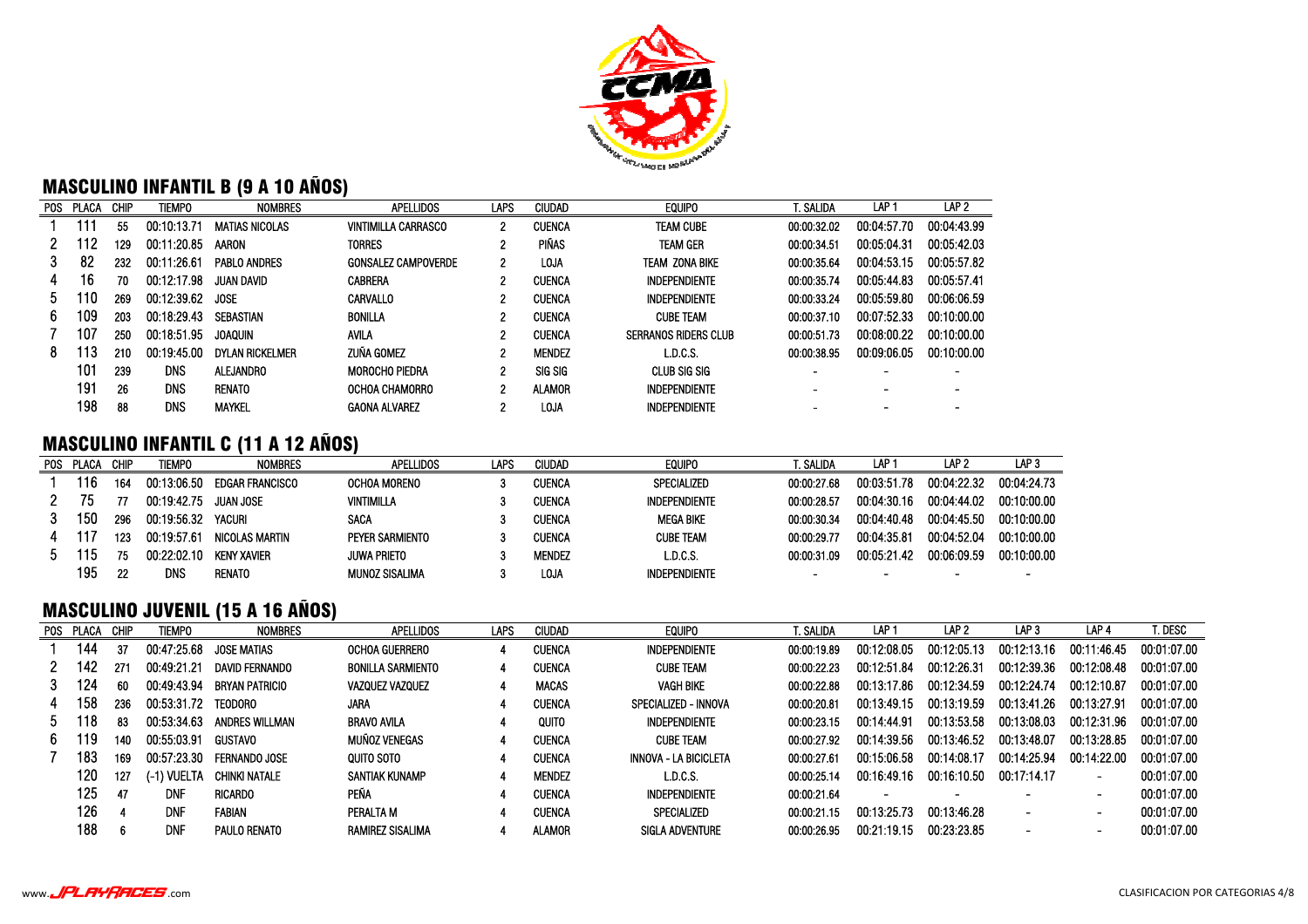## MASCULINO INFANTIL B (9 A 10 AÑOS)

| POS | PLACA | CHIP | TIEMPO | NOMBRES | APELLIDOS | LAPS | CIUDAD | EQUIPO | T. SALIDA | LAP 1 | LAP 2 |
|---|---|---|---|---|---|---|---|---|---|---|---|
| 1 | 111 | 55 | 00:10:13.71 | MATIAS NICOLAS | VINTIMILLA CARRASCO | 2 | CUENCA | TEAM CUBE | 00:00:32.02 | 00:04:57.70 | 00:04:43.99 |
| 2 | 112 | 129 | 00:11:20.85 | AARON | TORRES | 2 | PIÑAS | TEAM GER | 00:00:34.51 | 00:05:04.31 | 00:05:42.03 |
| 3 | 82 | 232 | 00:11:26.61 | PABLO ANDRES | GONSALEZ CAMPOVERDE | 2 | LOJA | TEAM ZONA BIKE | 00:00:35.64 | 00:04:53.15 | 00:05:57.82 |
| 4 | 16 | 70 | 00:12:17.98 | JUAN DAVID | CABRERA | 2 | CUENCA | INDEPENDIENTE | 00:00:35.74 | 00:05:44.83 | 00:05:57.41 |
| 5 | 110 | 269 | 00:12:39.62 | JOSE | CARVALLO | 2 | CUENCA | INDEPENDIENTE | 00:00:33.24 | 00:05:59.80 | 00:06:06.59 |
| 6 | 109 | 203 | 00:18:29.43 | SEBASTIAN | BONILLA | 2 | CUENCA | CUBE TEAM | 00:00:37.10 | 00:07:52.33 | 00:10:00.00 |
| 7 | 107 | 250 | 00:18:51.95 | JOAQUIN | AVILA | 2 | CUENCA | SERRANOS RIDERS CLUB | 00:00:51.73 | 00:08:00.22 | 00:10:00.00 |
| 8 | 113 | 210 | 00:19:45.00 | DYLAN RICKELMER | ZUÑA GOMEZ | 2 | MENDEZ | L.D.C.S. | 00:00:38.95 | 00:09:06.05 | 00:10:00.00 |
|  | 101 | 239 | DNS | ALEJANDRO | MOROCHO PIEDRA | 2 | SIG SIG | CLUB SIG SIG | - | - | - |
|  | 191 | 26 | DNS | RENATO | OCHOA CHAMORRO | 2 | ALAMOR | INDEPENDIENTE | - | - | - |
|  | 198 | 88 | DNS | MAYKEL | GAONA ALVAREZ | 2 | LOJA | INDEPENDIENTE | - | - | - |

## MASCULINO INFANTIL C (11 A 12 AÑOS)

| POS | PLACA | CHIP | TIEMPO | NOMBRES | APELLIDOS | LAPS | CIUDAD | EQUIPO | T. SALIDA | LAP 1 | LAP 2 | LAP 3 |
|---|---|---|---|---|---|---|---|---|---|---|---|---|
| 1 | 116 | 164 | 00:13:06.50 | EDGAR FRANCISCO | OCHOA MORENO | 3 | CUENCA | SPECIALIZED | 00:00:27.68 | 00:03:51.78 | 00:04:22.32 | 00:04:24.73 |
| 2 | 75 | 77 | 00:19:42.75 | JUAN JOSE | VINTIMILLA | 3 | CUENCA | INDEPENDIENTE | 00:00:28.57 | 00:04:30.16 | 00:04:44.02 | 00:10:00.00 |
| 3 | 150 | 296 | 00:19:56.32 | YACURI | SACA | 3 | CUENCA | MEGA BIKE | 00:00:30.34 | 00:04:40.48 | 00:04:45.50 | 00:10:00.00 |
| 4 | 117 | 123 | 00:19:57.61 | NICOLAS MARTIN | PEYER SARMIENTO | 3 | CUENCA | CUBE TEAM | 00:00:29.77 | 00:04:35.81 | 00:04:52.04 | 00:10:00.00 |
| 5 | 115 | 75 | 00:22:02.10 | KENY XAVIER | JUWA PRIETO | 3 | MENDEZ | L.D.C.S. | 00:00:31.09 | 00:05:21.42 | 00:06:09.59 | 00:10:00.00 |
|  | 195 | 22 | DNS | RENATO | MUNOZ SISALIMA | 3 | LOJA | INDEPENDIENTE | - | - | - | - |

## MASCULINO JUVENIL (15 A 16 AÑOS)

| POS | PLACA | CHIP | TIEMPO | NOMBRES | APELLIDOS | LAPS | CIUDAD | EQUIPO | T. SALIDA | LAP 1 | LAP 2 | LAP 3 | LAP 4 | T. DESC |
|---|---|---|---|---|---|---|---|---|---|---|---|---|---|---|
| 1 | 144 | 37 | 00:47:25.68 | JOSE MATIAS | OCHOA GUERRERO | 4 | CUENCA | INDEPENDIENTE | 00:00:19.89 | 00:12:08.05 | 00:12:05.13 | 00:12:13.16 | 00:11:46.45 | 00:01:07.00 |
| 2 | 142 | 271 | 00:49:21.21 | DAVID FERNANDO | BONILLA SARMIENTO | 4 | CUENCA | CUBE TEAM | 00:00:22.23 | 00:12:51.84 | 00:12:26.31 | 00:12:39.36 | 00:12:08.48 | 00:01:07.00 |
| 3 | 124 | 60 | 00:49:43.94 | BRYAN PATRICIO | VAZQUEZ VAZQUEZ | 4 | MACAS | VAGH BIKE | 00:00:22.88 | 00:13:17.86 | 00:12:34.59 | 00:12:24.74 | 00:12:10.87 | 00:01:07.00 |
| 4 | 158 | 236 | 00:53:31.72 | TEODORO | JARA | 4 | CUENCA | SPECIALIZED - INNOVA | 00:00:20.81 | 00:13:49.15 | 00:13:19.59 | 00:13:41.26 | 00:13:27.91 | 00:01:07.00 |
| 5 | 118 | 83 | 00:53:34.63 | ANDRES WILLMAN | BRAVO AVILA | 4 | QUITO | INDEPENDIENTE | 00:00:23.15 | 00:14:44.91 | 00:13:53.58 | 00:13:08.03 | 00:12:31.96 | 00:01:07.00 |
| 6 | 119 | 140 | 00:55:03.91 | GUSTAVO | MUÑOZ VENEGAS | 4 | CUENCA | CUBE TEAM | 00:00:27.92 | 00:14:39.56 | 00:13:46.52 | 00:13:48.07 | 00:13:28.85 | 00:01:07.00 |
| 7 | 183 | 169 | 00:57:23.30 | FERNANDO JOSE | QUITO SOTO | 4 | CUENCA | INNOVA - LA BICICLETA | 00:00:27.61 | 00:15:06.58 | 00:14:08.17 | 00:14:25.94 | 00:14:22.00 | 00:01:07.00 |
|  | 120 | 127 | (-1) VUELTA | CHINKI NATALE | SANTIAK KUNAMP | 4 | MENDEZ | L.D.C.S. | 00:00:25.14 | 00:16:49.16 | 00:16:10.50 | 00:17:14.17 | - | 00:01:07.00 |
|  | 125 | 47 | DNF | RICARDO | PEÑA | 4 | CUENCA | INDEPENDIENTE | 00:00:21.64 | - | - | - | - | 00:01:07.00 |
|  | 126 | 4 | DNF | FABIAN | PERALTA M | 4 | CUENCA | SPECIALIZED | 00:00:21.15 | 00:13:25.73 | 00:13:46.28 | - | - | 00:01:07.00 |
|  | 188 | 6 | DNF | PAULO RENATO | RAMIREZ SISALIMA | 4 | ALAMOR | SIGLA ADVENTURE | 00:00:26.95 | 00:21:19.15 | 00:23:23.85 | - | - | 00:01:07.00 |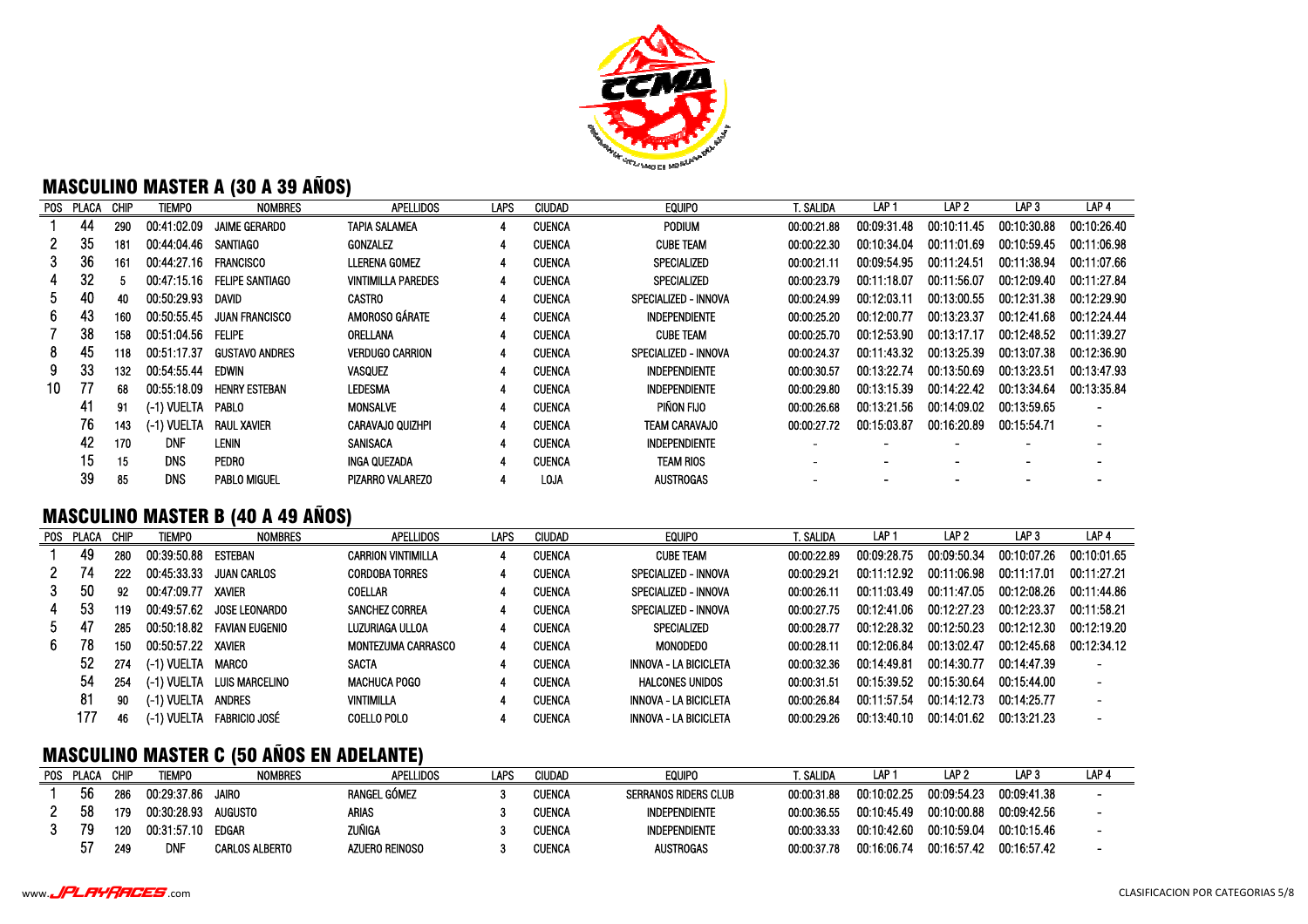## MASCULINO MASTER A (30 A 39 AÑOS)

| POS | PLACA | CHIP | TIEMPO | NOMBRES | APELLIDOS | LAPS | CIUDAD | EQUIPO | T. SALIDA | LAP 1 | LAP 2 | LAP 3 | LAP 4 |
|---|---|---|---|---|---|---|---|---|---|---|---|---|---|
| 1 | 44 | 290 | 00:41:02.09 | JAIME GERARDO | TAPIA SALAMEA | 4 | CUENCA | PODIUM | 00:00:21.88 | 00:09:31.48 | 00:10:11.45 | 00:10:30.88 | 00:10:26.40 |
| 2 | 35 | 181 | 00:44:04.46 | SANTIAGO | GONZALEZ | 4 | CUENCA | CUBE TEAM | 00:00:22.30 | 00:10:34.04 | 00:11:01.69 | 00:10:59.45 | 00:11:06.98 |
| 3 | 36 | 161 | 00:44:27.16 | FRANCISCO | LLERENA GOMEZ | 4 | CUENCA | SPECIALIZED | 00:00:21.11 | 00:09:54.95 | 00:11:24.51 | 00:11:38.94 | 00:11:07.66 |
| 4 | 32 | 5 | 00:47:15.16 | FELIPE SANTIAGO | VINTIMILLA PAREDES | 4 | CUENCA | SPECIALIZED | 00:00:23.79 | 00:11:18.07 | 00:11:56.07 | 00:12:09.40 | 00:11:27.84 |
| 5 | 40 | 40 | 00:50:29.93 | DAVID | CASTRO | 4 | CUENCA | SPECIALIZED - INNOVA | 00:00:24.99 | 00:12:03.11 | 00:13:00.55 | 00:12:31.38 | 00:12:29.90 |
| 6 | 43 | 160 | 00:50:55.45 | JUAN FRANCISCO | AMOROSO GÁRATE | 4 | CUENCA | INDEPENDIENTE | 00:00:25.20 | 00:12:00.77 | 00:13:23.37 | 00:12:41.68 | 00:12:24.44 |
| 7 | 38 | 158 | 00:51:04.56 | FELIPE | ORELLANA | 4 | CUENCA | CUBE TEAM | 00:00:25.70 | 00:12:53.90 | 00:13:17.17 | 00:12:48.52 | 00:11:39.27 |
| 8 | 45 | 118 | 00:51:17.37 | GUSTAVO ANDRES | VERDUGO CARRION | 4 | CUENCA | SPECIALIZED - INNOVA | 00:00:24.37 | 00:11:43.32 | 00:13:25.39 | 00:13:07.38 | 00:12:36.90 |
| 9 | 33 | 132 | 00:54:55.44 | EDWIN | VASQUEZ | 4 | CUENCA | INDEPENDIENTE | 00:00:30.57 | 00:13:22.74 | 00:13:50.69 | 00:13:23.51 | 00:13:47.93 |
| 10 | 77 | 68 | 00:55:18.09 | HENRY ESTEBAN | LEDESMA | 4 | CUENCA | INDEPENDIENTE | 00:00:29.80 | 00:13:15.39 | 00:14:22.42 | 00:13:34.64 | 00:13:35.84 |
| | 41 | 91 | (-1) VUELTA | PABLO | MONSALVE | 4 | CUENCA | PIÑON FIJO | 00:00:26.68 | 00:13:21.56 | 00:14:09.02 | 00:13:59.65 | - |
| | 76 | 143 | (-1) VUELTA | RAUL XAVIER | CARAVAJO QUIZHPI | 4 | CUENCA | TEAM CARAVAJO | 00:00:27.72 | 00:15:03.87 | 00:16:20.89 | 00:15:54.71 | - |
| | 42 | 170 | DNF | LENIN | SANISACA | 4 | CUENCA | INDEPENDIENTE | - | - | - | - | - |
| | 15 | 15 | DNS | PEDRO | INGA QUEZADA | 4 | CUENCA | TEAM RIOS | - | - | - | - | - |
| | 39 | 85 | DNS | PABLO MIGUEL | PIZARRO VALAREZO | 4 | LOJA | AUSTROGAS | - | - | - | - | - |

## MASCULINO MASTER B (40 A 49 AÑOS)

| POS | PLACA | CHIP | TIEMPO | NOMBRES | APELLIDOS | LAPS | CIUDAD | EQUIPO | T. SALIDA | LAP 1 | LAP 2 | LAP 3 | LAP 4 |
|---|---|---|---|---|---|---|---|---|---|---|---|---|---|
| 1 | 49 | 280 | 00:39:50.88 | ESTEBAN | CARRION VINTIMILLA | 4 | CUENCA | CUBE TEAM | 00:00:22.89 | 00:09:28.75 | 00:09:50.34 | 00:10:07.26 | 00:10:01.65 |
| 2 | 74 | 222 | 00:45:33.33 | JUAN CARLOS | CORDOBA TORRES | 4 | CUENCA | SPECIALIZED - INNOVA | 00:00:29.21 | 00:11:12.92 | 00:11:06.98 | 00:11:17.01 | 00:11:27.21 |
| 3 | 50 | 92 | 00:47:09.77 | XAVIER | COELLAR | 4 | CUENCA | SPECIALIZED - INNOVA | 00:00:26.11 | 00:11:03.49 | 00:11:47.05 | 00:12:08.26 | 00:11:44.86 |
| 4 | 53 | 119 | 00:49:57.62 | JOSE LEONARDO | SANCHEZ CORREA | 4 | CUENCA | SPECIALIZED - INNOVA | 00:00:27.75 | 00:12:41.06 | 00:12:27.23 | 00:12:23.37 | 00:11:58.21 |
| 5 | 47 | 285 | 00:50:18.82 | FAVIAN EUGENIO | LUZURIAGA ULLOA | 4 | CUENCA | SPECIALIZED | 00:00:28.77 | 00:12:28.32 | 00:12:50.23 | 00:12:12.30 | 00:12:19.20 |
| 6 | 78 | 150 | 00:50:57.22 | XAVIER | MONTEZUMA CARRASCO | 4 | CUENCA | MONODEDO | 00:00:28.11 | 00:12:06.84 | 00:13:02.47 | 00:12:45.68 | 00:12:34.12 |
| | 52 | 274 | (-1) VUELTA | MARCO | SACTA | 4 | CUENCA | INNOVA - LA BICICLETA | 00:00:32.36 | 00:14:49.81 | 00:14:30.77 | 00:14:47.39 | - |
| | 54 | 254 | (-1) VUELTA | LUIS MARCELINO | MACHUCA POGO | 4 | CUENCA | HALCONES UNIDOS | 00:00:31.51 | 00:15:39.52 | 00:15:30.64 | 00:15:44.00 | - |
| | 81 | 90 | (-1) VUELTA | ANDRES | VINTIMILLA | 4 | CUENCA | INNOVA - LA BICICLETA | 00:00:26.84 | 00:11:57.54 | 00:14:12.73 | 00:14:25.77 | - |
| | 177 | 46 | (-1) VUELTA | FABRICIO JOSÉ | COELLO POLO | 4 | CUENCA | INNOVA - LA BICICLETA | 00:00:29.26 | 00:13:40.10 | 00:14:01.62 | 00:13:21.23 | - |

## MASCULINO MASTER C (50 AÑOS EN ADELANTE)

| POS | PLACA | CHIP | TIEMPO | NOMBRES | APELLIDOS | LAPS | CIUDAD | EQUIPO | T. SALIDA | LAP 1 | LAP 2 | LAP 3 | LAP 4 |
|---|---|---|---|---|---|---|---|---|---|---|---|---|---|
| 1 | 56 | 286 | 00:29:37.86 | JAIRO | RANGEL GÓMEZ | 3 | CUENCA | SERRANOS RIDERS CLUB | 00:00:31.88 | 00:10:02.25 | 00:09:54.23 | 00:09:41.38 | - |
| 2 | 58 | 179 | 00:30:28.93 | AUGUSTO | ARIAS | 3 | CUENCA | INDEPENDIENTE | 00:00:36.55 | 00:10:45.49 | 00:10:00.88 | 00:09:42.56 | - |
| 3 | 79 | 120 | 00:31:57.10 | EDGAR | ZUÑIGA | 3 | CUENCA | INDEPENDIENTE | 00:00:33.33 | 00:10:42.60 | 00:10:59.04 | 00:10:15.46 | - |
| | 57 | 249 | DNF | CARLOS ALBERTO | AZUERO REINOSO | 3 | CUENCA | AUSTROGAS | 00:00:37.78 | 00:16:06.74 | 00:16:57.42 | 00:16:57.42 | - |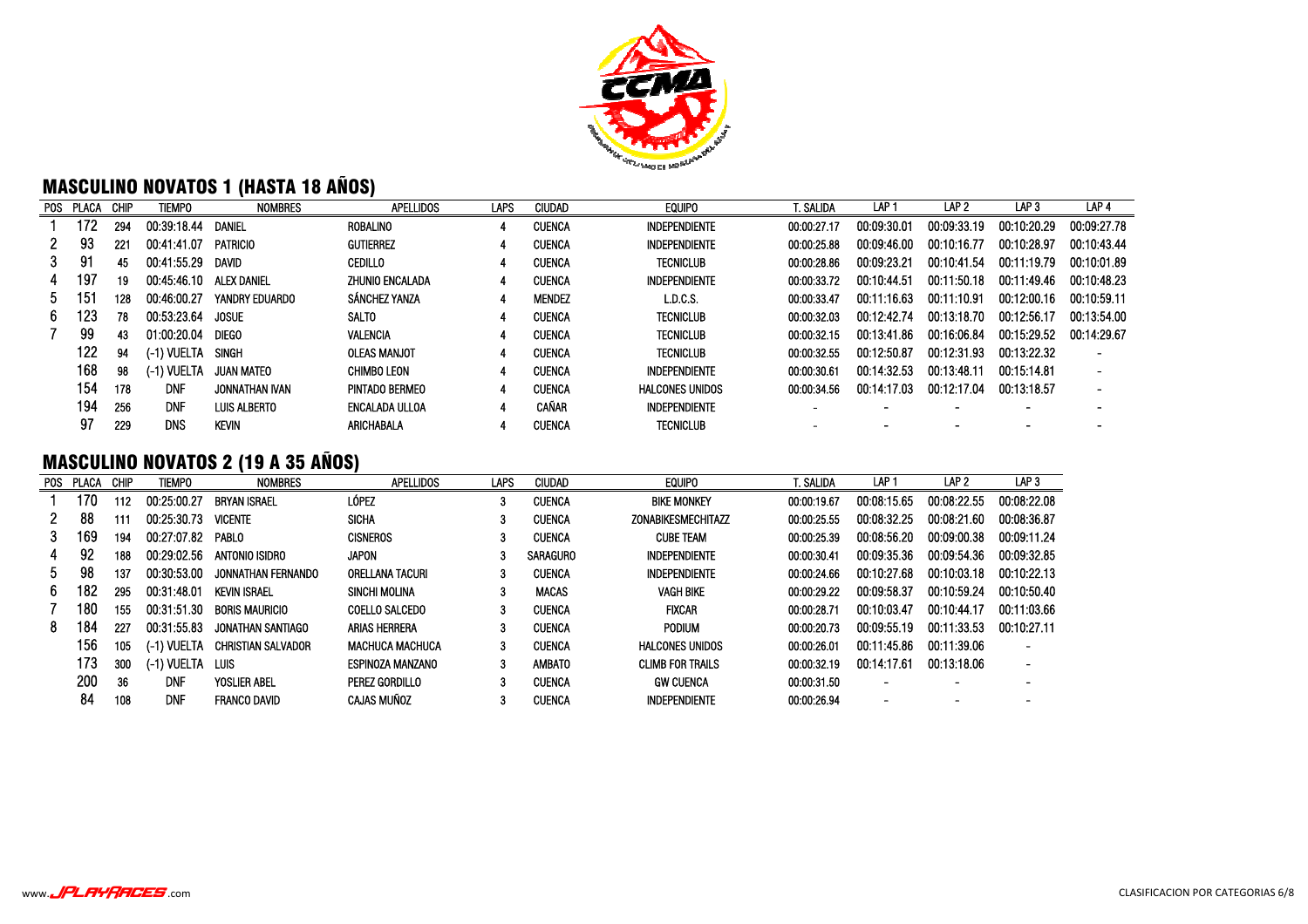## MASCULINO NOVATOS 1 (HASTA 18 AÑOS)

| POS | PLACA | CHIP | TIEMPO | NOMBRES | APELLIDOS | LAPS | CIUDAD | EQUIPO | T. SALIDA | LAP 1 | LAP 2 | LAP 3 | LAP 4 |
|---|---|---|---|---|---|---|---|---|---|---|---|---|---|
| 1 | 172 | 294 | 00:39:18.44 | DANIEL | ROBALINO | 4 | CUENCA | INDEPENDIENTE | 00:00:27.17 | 00:09:30.01 | 00:09:33.19 | 00:10:20.29 | 00:09:27.78 |
| 2 | 93 | 221 | 00:41:41.07 | PATRICIO | GUTIERREZ | 4 | CUENCA | INDEPENDIENTE | 00:00:25.88 | 00:09:46.00 | 00:10:16.77 | 00:10:28.97 | 00:10:43.44 |
| 3 | 91 | 45 | 00:41:55.29 | DAVID | CEDILLO | 4 | CUENCA | TECNICLUB | 00:00:28.86 | 00:09:23.21 | 00:10:41.54 | 00:11:19.79 | 00:10:01.89 |
| 4 | 197 | 19 | 00:45:46.10 | ALEX DANIEL | ZHUNIO ENCALADA | 4 | CUENCA | INDEPENDIENTE | 00:00:33.72 | 00:10:44.51 | 00:11:50.18 | 00:11:49.46 | 00:10:48.23 |
| 5 | 151 | 128 | 00:46:00.27 | YANDRY EDUARDO | SÁNCHEZ YANZA | 4 | MENDEZ | L.D.C.S. | 00:00:33.47 | 00:11:16.63 | 00:11:10.91 | 00:12:00.16 | 00:10:59.11 |
| 6 | 123 | 78 | 00:53:23.64 | JOSUE | SALTO | 4 | CUENCA | TECNICLUB | 00:00:32.03 | 00:12:42.74 | 00:13:18.70 | 00:12:56.17 | 00:13:54.00 |
| 7 | 99 | 43 | 01:00:20.04 | DIEGO | VALENCIA | 4 | CUENCA | TECNICLUB | 00:00:32.15 | 00:13:41.86 | 00:16:06.84 | 00:15:29.52 | 00:14:29.67 |
| | 122 | 94 | (-1) VUELTA | SINGH | OLEAS MANJOT | 4 | CUENCA | TECNICLUB | 00:00:32.55 | 00:12:50.87 | 00:12:31.93 | 00:13:22.32 | - |
| | 168 | 98 | (-1) VUELTA | JUAN MATEO | CHIMBO LEON | 4 | CUENCA | INDEPENDIENTE | 00:00:30.61 | 00:14:32.53 | 00:13:48.11 | 00:15:14.81 | - |
| | 154 | 178 | DNF | JONNATHAN IVAN | PINTADO BERMEO | 4 | CUENCA | HALCONES UNIDOS | 00:00:34.56 | 00:14:17.03 | 00:12:17.04 | 00:13:18.57 | - |
| | 194 | 256 | DNF | LUIS ALBERTO | ENCALADA ULLOA | 4 | CAÑAR | INDEPENDIENTE | - | - | - | - | - |
| | 97 | 229 | DNS | KEVIN | ARICHABALA | 4 | CUENCA | TECNICLUB | - | - | - | - | - |

## MASCULINO NOVATOS 2 (19 A 35 AÑOS)

| POS | PLACA | CHIP | TIEMPO | NOMBRES | APELLIDOS | LAPS | CIUDAD | EQUIPO | T. SALIDA | LAP 1 | LAP 2 | LAP 3 |
|---|---|---|---|---|---|---|---|---|---|---|---|---|
| 1 | 170 | 112 | 00:25:00.27 | BRYAN ISRAEL | LÓPEZ | 3 | CUENCA | BIKE MONKEY | 00:00:19.67 | 00:08:15.65 | 00:08:22.55 | 00:08:22.08 |
| 2 | 88 | 111 | 00:25:30.73 | VICENTE | SICHA | 3 | CUENCA | ZONABIKESMECHITAZZ | 00:00:25.55 | 00:08:32.25 | 00:08:21.60 | 00:08:36.87 |
| 3 | 169 | 194 | 00:27:07.82 | PABLO | CISNEROS | 3 | CUENCA | CUBE TEAM | 00:00:25.39 | 00:08:56.20 | 00:09:00.38 | 00:09:11.24 |
| 4 | 92 | 188 | 00:29:02.56 | ANTONIO ISIDRO | JAPON | 3 | SARAGURO | INDEPENDIENTE | 00:00:30.41 | 00:09:35.36 | 00:09:54.36 | 00:09:32.85 |
| 5 | 98 | 137 | 00:30:53.00 | JONNATHAN FERNANDO | ORELLANA TACURI | 3 | CUENCA | INDEPENDIENTE | 00:00:24.66 | 00:10:27.68 | 00:10:03.18 | 00:10:22.13 |
| 6 | 182 | 295 | 00:31:48.01 | KEVIN ISRAEL | SINCHI MOLINA | 3 | MACAS | VAGH BIKE | 00:00:29.22 | 00:09:58.37 | 00:10:59.24 | 00:10:50.40 |
| 7 | 180 | 155 | 00:31:51.30 | BORIS MAURICIO | COELLO SALCEDO | 3 | CUENCA | FIXCAR | 00:00:28.71 | 00:10:03.47 | 00:10:44.17 | 00:11:03.66 |
| 8 | 184 | 227 | 00:31:55.83 | JONATHAN SANTIAGO | ARIAS HERRERA | 3 | CUENCA | PODIUM | 00:00:20.73 | 00:09:55.19 | 00:11:33.53 | 00:10:27.11 |
| | 156 | 105 | (-1) VUELTA | CHRISTIAN SALVADOR | MACHUCA MACHUCA | 3 | CUENCA | HALCONES UNIDOS | 00:00:26.01 | 00:11:45.86 | 00:11:39.06 | - |
| | 173 | 300 | (-1) VUELTA | LUIS | ESPINOZA MANZANO | 3 | AMBATO | CLIMB FOR TRAILS | 00:00:32.19 | 00:14:17.61 | 00:13:18.06 | - |
| | 200 | 36 | DNF | YOSLIER ABEL | PEREZ GORDILLO | 3 | CUENCA | GW CUENCA | 00:00:31.50 | - | - | - |
| | 84 | 108 | DNF | FRANCO DAVID | CAJAS MUÑOZ | 3 | CUENCA | INDEPENDIENTE | 00:00:26.94 | - | - | - |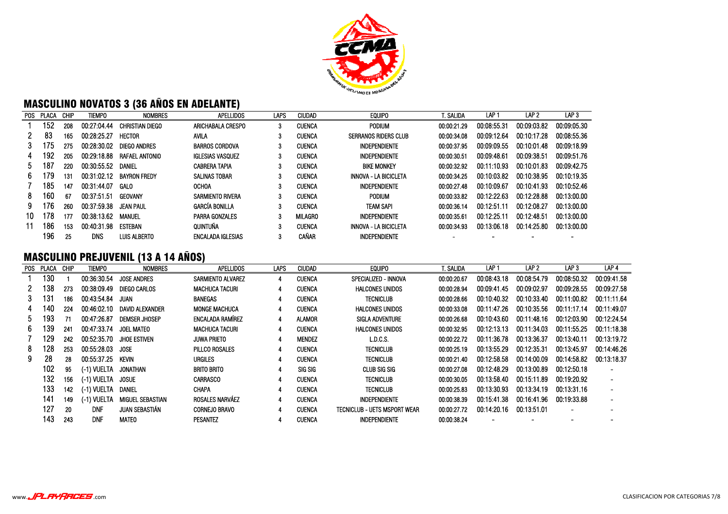## MASCULINO NOVATOS 3 (36 AÑOS EN ADELANTE)

| POS | PLACA | CHIP | TIEMPO | NOMBRES | APELLIDOS | LAPS | CIUDAD | EQUIPO | T. SALIDA | LAP 1 | LAP 2 | LAP 3 |
|---|---|---|---|---|---|---|---|---|---|---|---|---|
| 1 | 152 | 208 | 00:27:04.44 | CHRISTIAN DIEGO | ARICHABALA CRESPO | 3 | CUENCA | PODIUM | 00:00:21.29 | 00:08:55.31 | 00:09:03.82 | 00:09:05.30 |
| 2 | 83 | 165 | 00:28:25.27 | HECTOR | AVILA | 3 | CUENCA | SERRANOS RIDERS CLUB | 00:00:34.08 | 00:09:12.64 | 00:10:17.28 | 00:08:55.36 |
| 3 | 175 | 275 | 00:28:30.02 | DIEGO ANDRES | BARROS CORDOVA | 3 | CUENCA | INDEPENDIENTE | 00:00:37.95 | 00:09:09.55 | 00:10:01.48 | 00:09:18.99 |
| 4 | 192 | 205 | 00:29:18.88 | RAFAEL ANTONIO | IGLESIAS VASQUEZ | 3 | CUENCA | INDEPENDIENTE | 00:00:30.51 | 00:09:48.61 | 00:09:38.51 | 00:09:51.76 |
| 5 | 187 | 220 | 00:30:55.52 | DANIEL | CABRERA TAPIA | 3 | CUENCA | BIKE MONKEY | 00:00:32.92 | 00:11:10.93 | 00:10:01.83 | 00:09:42.75 |
| 6 | 179 | 131 | 00:31:02.12 | BAYRON FREDY | SALINAS TOBAR | 3 | CUENCA | INNOVA - LA BICICLETA | 00:00:34.25 | 00:10:03.82 | 00:10:38.95 | 00:10:19.35 |
| 7 | 185 | 147 | 00:31:44.07 | GALO | OCHOA | 3 | CUENCA | INDEPENDIENTE | 00:00:27.48 | 00:10:09.67 | 00:10:41.93 | 00:10:52.46 |
| 8 | 160 | 67 | 00:37:51.51 | GEOVANY | SARMIENTO RIVERA | 3 | CUENCA | PODIUM | 00:00:33.82 | 00:12:22.63 | 00:12:28.88 | 00:13:00.00 |
| 9 | 176 | 260 | 00:37:59.38 | JEAN PAUL | GARCÍA BONILLA | 3 | CUENCA | TEAM SAPI | 00:00:36.14 | 00:12:51.11 | 00:12:08.27 | 00:13:00.00 |
| 10 | 178 | 177 | 00:38:13.62 | MANUEL | PARRA GONZALES | 3 | MILAGRO | INDEPENDIENTE | 00:00:35.61 | 00:12:25.11 | 00:12:48.51 | 00:13:00.00 |
| 11 | 186 | 153 | 00:40:31.98 | ESTEBAN | QUINTUÑA | 3 | CUENCA | INNOVA - LA BICICLETA | 00:00:34.93 | 00:13:06.18 | 00:14:25.80 | 00:13:00.00 |
| | 196 | 25 | DNS | LUIS ALBERTO | ENCALADA IGLESIAS | 3 | CAÑAR | INDEPENDIENTE | - | - | - | - |

## MASCULINO PREJUVENIL (13 A 14 AÑOS)

| POS | PLACA | CHIP | TIEMPO | NOMBRES | APELLIDOS | LAPS | CIUDAD | EQUIPO | T. SALIDA | LAP 1 | LAP 2 | LAP 3 | LAP 4 |
|---|---|---|---|---|---|---|---|---|---|---|---|---|---|
| 1 | 130 | 1 | 00:36:30.54 | JOSE ANDRES | SARMIENTO ALVAREZ | 4 | CUENCA | SPECIALIZED - INNOVA | 00:00:20.67 | 00:08:43.18 | 00:08:54.79 | 00:08:50.32 | 00:09:41.58 |
| 2 | 138 | 273 | 00:38:09.49 | DIEGO CARLOS | MACHUCA TACURI | 4 | CUENCA | HALCONES UNIDOS | 00:00:28.94 | 00:09:41.45 | 00:09:02.97 | 00:09:28.55 | 00:09:27.58 |
| 3 | 131 | 186 | 00:43:54.84 | JUAN | BANEGAS | 4 | CUENCA | TECNICLUB | 00:00:28.66 | 00:10:40.32 | 00:10:33.40 | 00:11:00.82 | 00:11:11.64 |
| 4 | 140 | 224 | 00:46:02.10 | DAVID ALEXANDER | MONGE MACHUCA | 4 | CUENCA | HALCONES UNIDOS | 00:00:33.08 | 00:11:47.26 | 00:10:35.56 | 00:11:17.14 | 00:11:49.07 |
| 5 | 193 | 71 | 00:47:26.87 | DEMSER JHOSEP | ENCALADA RAMÍREZ | 4 | ALAMOR | SIGLA ADVENTURE | 00:00:26.68 | 00:10:43.60 | 00:11:48.16 | 00:12:03.90 | 00:12:24.54 |
| 6 | 139 | 241 | 00:47:33.74 | JOEL MATEO | MACHUCA TACURI | 4 | CUENCA | HALCONES UNIDOS | 00:00:32.95 | 00:12:13.13 | 00:11:34.03 | 00:11:55.25 | 00:11:18.38 |
| 7 | 129 | 242 | 00:52:35.70 | JHOE ESTIVEN | JUWA PRIETO | 4 | MENDEZ | L.D.C.S. | 00:00:22.72 | 00:11:36.78 | 00:13:36.37 | 00:13:40.11 | 00:13:19.72 |
| 8 | 128 | 253 | 00:55:28.03 | JOSE | PILLCO ROSALES | 4 | CUENCA | TECNICLUB | 00:00:25.19 | 00:13:55.29 | 00:12:35.31 | 00:13:45.97 | 00:14:46.26 |
| 9 | 28 | 28 | 00:55:37.25 | KEVIN | URGILES | 4 | CUENCA | TECNICLUB | 00:00:21.40 | 00:12:58.58 | 00:14:00.09 | 00:14:58.82 | 00:13:18.37 |
| | 102 | 95 | (-1) VUELTA | JONATHAN | BRITO BRITO | 4 | SIG SIG | CLUB SIG SIG | 00:00:27.08 | 00:12:48.29 | 00:13:00.89 | 00:12:50.18 | - |
| | 132 | 156 | (-1) VUELTA | JOSUE | CARRASCO | 4 | CUENCA | TECNICLUB | 00:00:30.05 | 00:13:58.40 | 00:15:11.89 | 00:19:20.92 | - |
| | 133 | 142 | (-1) VUELTA | DANIEL | CHAPA | 4 | CUENCA | TECNICLUB | 00:00:25.83 | 00:13:30.93 | 00:13:34.19 | 00:13:31.16 | - |
| | 141 | 149 | (-1) VUELTA | MIGUEL SEBASTIAN | ROSALES NARVÁEZ | 4 | CUENCA | INDEPENDIENTE | 00:00:38.39 | 00:15:41.38 | 00:16:41.96 | 00:19:33.88 | - |
| | 127 | 20 | DNF | JUAN SEBASTIÁN | CORNEJO BRAVO | 4 | CUENCA | TECNICLUB - UETS MSPORT WEAR | 00:00:27.72 | 00:14:20.16 | 00:13:51.01 | - | - |
| | 143 | 243 | DNF | MATEO | PESANTEZ | 4 | CUENCA | INDEPENDIENTE | 00:00:38.24 | - | - | - | - |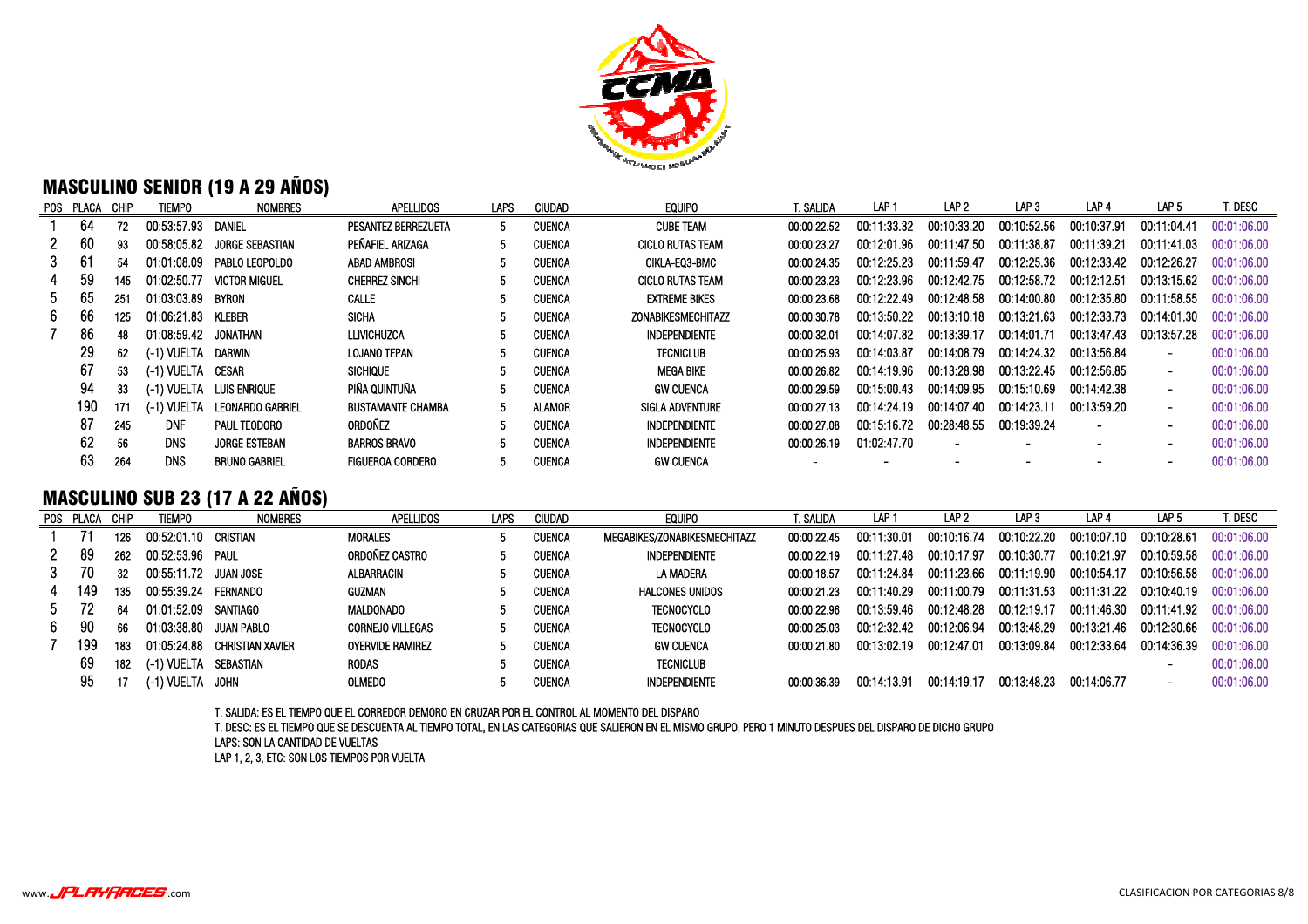## MASCULINO SENIOR (19 A 29 AÑOS)

| POS | PLACA | CHIP | TIEMPO | NOMBRES | APELLIDOS | LAPS | CIUDAD | EQUIPO | T. SALIDA | LAP 1 | LAP 2 | LAP 3 | LAP 4 | LAP 5 | T. DESC |
|---|---|---|---|---|---|---|---|---|---|---|---|---|---|---|---|
| 1 | 64 | 72 | 00:53:57.93 | DANIEL | PESANTEZ BERREZUETA | 5 | CUENCA | CUBE TEAM | 00:00:22.52 | 00:11:33.32 | 00:10:33.20 | 00:10:52.56 | 00:10:37.91 | 00:11:04.41 | 00:01:06.00 |
| 2 | 60 | 93 | 00:58:05.82 | JORGE SEBASTIAN | PEÑAFIEL ARIZAGA | 5 | CUENCA | CICLO RUTAS TEAM | 00:00:23.27 | 00:12:01.96 | 00:11:47.50 | 00:11:38.87 | 00:11:39.21 | 00:11:41.03 | 00:01:06.00 |
| 3 | 61 | 54 | 01:01:08.09 | PABLO LEOPOLDO | ABAD AMBROSI | 5 | CUENCA | CIKLA-EQ3-BMC | 00:00:24.35 | 00:12:25.23 | 00:11:59.47 | 00:12:25.36 | 00:12:33.42 | 00:12:26.27 | 00:01:06.00 |
| 4 | 59 | 145 | 01:02:50.77 | VICTOR MIGUEL | CHERREZ SINCHI | 5 | CUENCA | CICLO RUTAS TEAM | 00:00:23.23 | 00:12:23.96 | 00:12:42.75 | 00:12:58.72 | 00:12:12.51 | 00:13:15.62 | 00:01:06.00 |
| 5 | 65 | 251 | 01:03:03.89 | BYRON | CALLE | 5 | CUENCA | EXTREME BIKES | 00:00:23.68 | 00:12:22.49 | 00:12:48.58 | 00:14:00.80 | 00:12:35.80 | 00:11:58.55 | 00:01:06.00 |
| 6 | 66 | 125 | 01:06:21.83 | KLEBER | SICHA | 5 | CUENCA | ZONABIKESMECHITAZZ | 00:00:30.78 | 00:13:50.22 | 00:13:10.18 | 00:13:21.63 | 00:12:33.73 | 00:14:01.30 | 00:01:06.00 |
| 7 | 86 | 48 | 01:08:59.42 | JONATHAN | LLIVICHUZCA | 5 | CUENCA | INDEPENDIENTE | 00:00:32.01 | 00:14:07.82 | 00:13:39.17 | 00:14:01.71 | 00:13:47.43 | 00:13:57.28 | 00:01:06.00 |
| | 29 | 62 | (-1) VUELTA | DARWIN | LOJANO TEPAN | 5 | CUENCA | TECNICLUB | 00:00:25.93 | 00:14:03.87 | 00:14:08.79 | 00:14:24.32 | 00:13:56.84 | - | 00:01:06.00 |
| | 67 | 53 | (-1) VUELTA | CESAR | SICHIQUE | 5 | CUENCA | MEGA BIKE | 00:00:26.82 | 00:14:19.96 | 00:13:28.98 | 00:13:22.45 | 00:12:56.85 | - | 00:01:06.00 |
| | 94 | 33 | (-1) VUELTA | LUIS ENRIQUE | PIÑA QUINTUÑA | 5 | CUENCA | GW CUENCA | 00:00:29.59 | 00:15:00.43 | 00:14:09.95 | 00:15:10.69 | 00:14:42.38 | - | 00:01:06.00 |
| | 190 | 171 | (-1) VUELTA | LEONARDO GABRIEL | BUSTAMANTE CHAMBA | 5 | ALAMOR | SIGLA ADVENTURE | 00:00:27.13 | 00:14:24.19 | 00:14:07.40 | 00:14:23.11 | 00:13:59.20 | - | 00:01:06.00 |
| | 87 | 245 | DNF | PAUL TEODORO | ORDOÑEZ | 5 | CUENCA | INDEPENDIENTE | 00:00:27.08 | 00:15:16.72 | 00:28:48.55 | 00:19:39.24 | - | - | 00:01:06.00 |
| | 62 | 56 | DNS | JORGE ESTEBAN | BARROS BRAVO | 5 | CUENCA | INDEPENDIENTE | 00:00:26.19 | 01:02:47.70 | - | - | - | - | 00:01:06.00 |
| | 63 | 264 | DNS | BRUNO GABRIEL | FIGUEROA CORDERO | 5 | CUENCA | GW CUENCA | - | - | - | - | - | - | 00:01:06.00 |

## MASCULINO SUB 23 (17 A 22 AÑOS)

| POS | PLACA | CHIP | TIEMPO | NOMBRES | APELLIDOS | LAPS | CIUDAD | EQUIPO | T. SALIDA | LAP 1 | LAP 2 | LAP 3 | LAP 4 | LAP 5 | T. DESC |
|---|---|---|---|---|---|---|---|---|---|---|---|---|---|---|---|
| 1 | 71 | 126 | 00:52:01.10 | CRISTIAN | MORALES | 5 | CUENCA | MEGABIKES/ZONABIKESMECHITAZZ | 00:00:22.45 | 00:11:30.01 | 00:10:16.74 | 00:10:22.20 | 00:10:07.10 | 00:10:28.61 | 00:01:06.00 |
| 2 | 89 | 262 | 00:52:53.96 | PAUL | ORDOÑEZ CASTRO | 5 | CUENCA | INDEPENDIENTE | 00:00:22.19 | 00:11:27.48 | 00:10:17.97 | 00:10:30.77 | 00:10:21.97 | 00:10:59.58 | 00:01:06.00 |
| 3 | 70 | 32 | 00:55:11.72 | JUAN JOSE | ALBARRACIN | 5 | CUENCA | LA MADERA | 00:00:18.57 | 00:11:24.84 | 00:11:23.66 | 00:11:19.90 | 00:10:54.17 | 00:10:56.58 | 00:01:06.00 |
| 4 | 149 | 135 | 00:55:39.24 | FERNANDO | GUZMAN | 5 | CUENCA | HALCONES UNIDOS | 00:00:21.23 | 00:11:40.29 | 00:11:00.79 | 00:11:31.53 | 00:11:31.22 | 00:10:40.19 | 00:01:06.00 |
| 5 | 72 | 64 | 01:01:52.09 | SANTIAGO | MALDONADO | 5 | CUENCA | TECNOCYCLO | 00:00:22.96 | 00:13:59.46 | 00:12:48.28 | 00:12:19.17 | 00:11:46.30 | 00:11:41.92 | 00:01:06.00 |
| 6 | 90 | 66 | 01:03:38.80 | JUAN PABLO | CORNEJO VILLEGAS | 5 | CUENCA | TECNOCYCLO | 00:00:25.03 | 00:12:32.42 | 00:12:06.94 | 00:13:48.29 | 00:13:21.46 | 00:12:30.66 | 00:01:06.00 |
| 7 | 199 | 183 | 01:05:24.88 | CHRISTIAN XAVIER | OYERVIDE RAMIREZ | 5 | CUENCA | GW CUENCA | 00:00:21.80 | 00:13:02.19 | 00:12:47.01 | 00:13:09.84 | 00:12:33.64 | 00:14:36.39 | 00:01:06.00 |
| | 69 | 182 | (-1) VUELTA | SEBASTIAN | RODAS | 5 | CUENCA | TECNICLUB | | | | | | - | 00:01:06.00 |
| | 95 | 17 | (-1) VUELTA | JOHN | OLMEDO | 5 | CUENCA | INDEPENDIENTE | 00:00:36.39 | 00:14:13.91 | 00:14:19.17 | 00:13:48.23 | 00:14:06.77 | - | 00:01:06.00 |

T. SALIDA: ES EL TIEMPO QUE EL CORREDOR DEMORO EN CRUZAR POR EL CONTROL AL MOMENTO DEL DISPARO

T. DESC: ES EL TIEMPO QUE SE DESCUENTA AL TIEMPO TOTAL, EN LAS CATEGORIAS QUE SALIERON EN EL MISMO GRUPO, PERO 1 MINUTO DESPUES DEL DISPARO DE DICHO GRUPO

LAPS: SON LA CANTIDAD DE VUELTAS

LAP 1, 2, 3, ETC: SON LOS TIEMPOS POR VUELTA